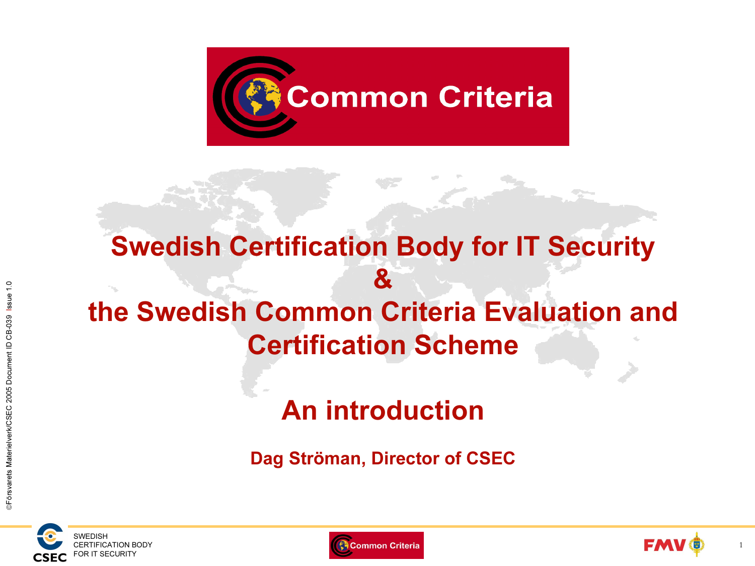# Swedish Certification Body for IT Security & the Swedish Common Criteria Evaluation and Certification Scheme

## An introduction

**Dag Ströman, Director of CSEC**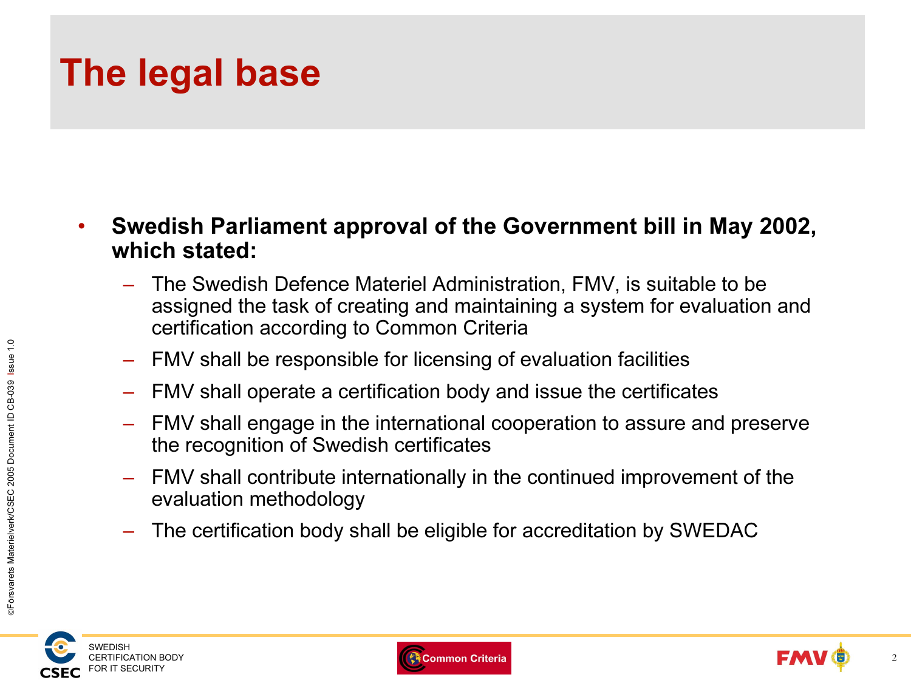# The legal base

- **Swedish Parliament approval of the Government bill in May 2002, which stated:**
  - The Swedish Defence Materiel Administration, FMV, is suitable to be assigned the task of creating and maintaining a system for evaluation and certification according to Common Criteria
  - FMV shall be responsible for licensing of evaluation facilities
  - FMV shall operate a certification body and issue the certificates
  - FMV shall engage in the international cooperation to assure and preserve the recognition of Swedish certificates
  - FMV shall contribute internationally in the continued improvement of the evaluation methodology
  - The certification body shall be eligible for accreditation by SWEDAC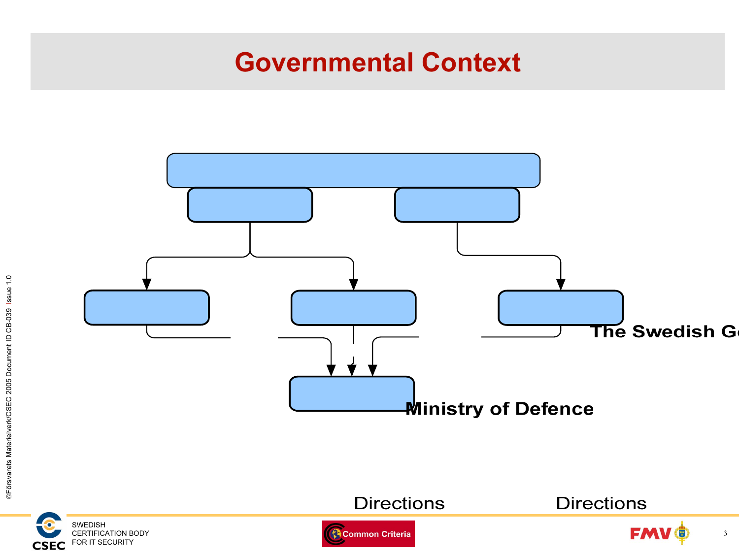# Governmental Context

The Swedish G

Ministry of Defence

Directions

Directions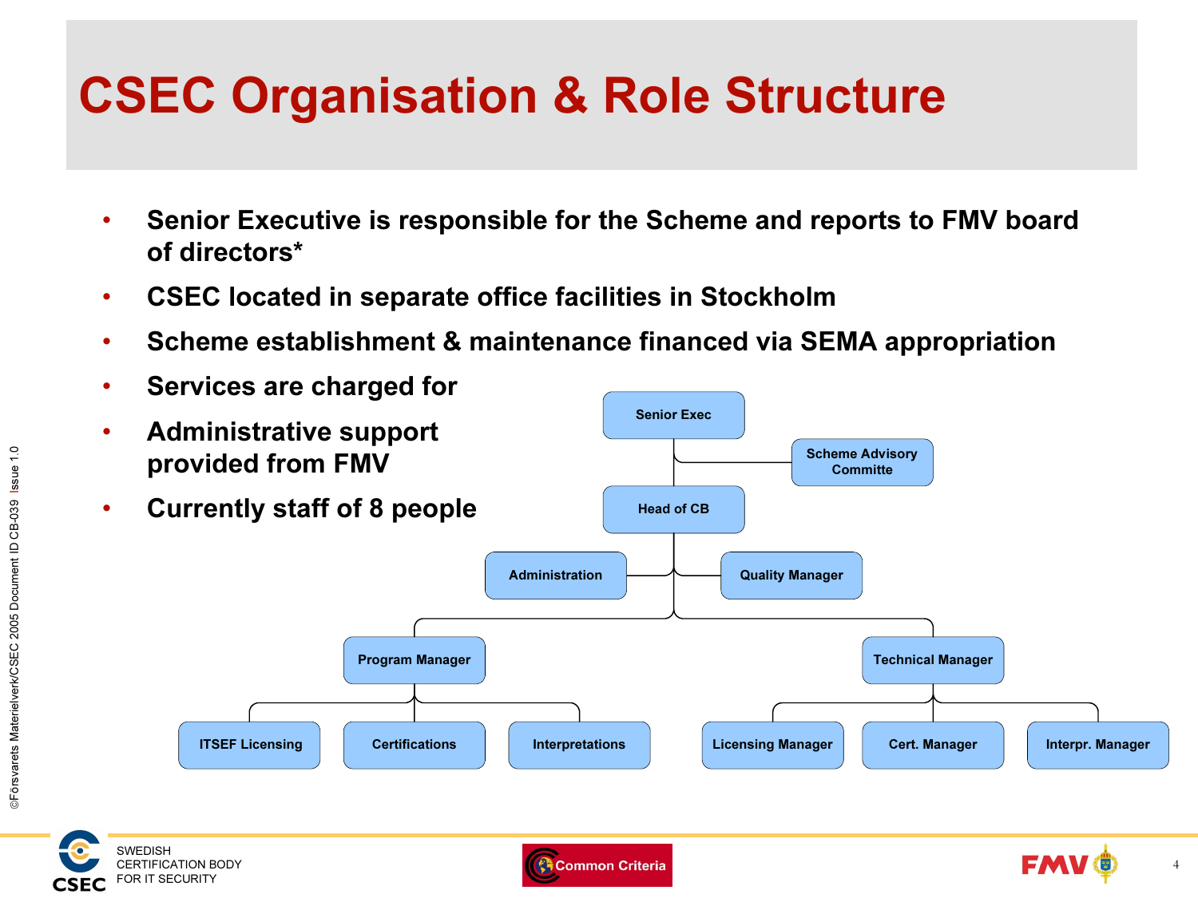# CSEC Organisation & Role Structure

- Senior Executive is responsible for the Scheme and reports to FMV board of directors*
- CSEC located in separate office facilities in Stockholm
- Scheme establishment & maintenance financed via SEMA appropriation
- Services are charged for
- Administrative support provided from FMV
- Currently staff of 8 people

- Senior Exec
  - Scheme Advisory Committe
  - Head of CB
    - Administration
    - Quality Manager
    - Program Manager
      - ITSEF Licensing
      - Certifications
      - Interpretations
    - Technical Manager
      - Licensing Manager
      - Cert. Manager
      - Interpr. Manager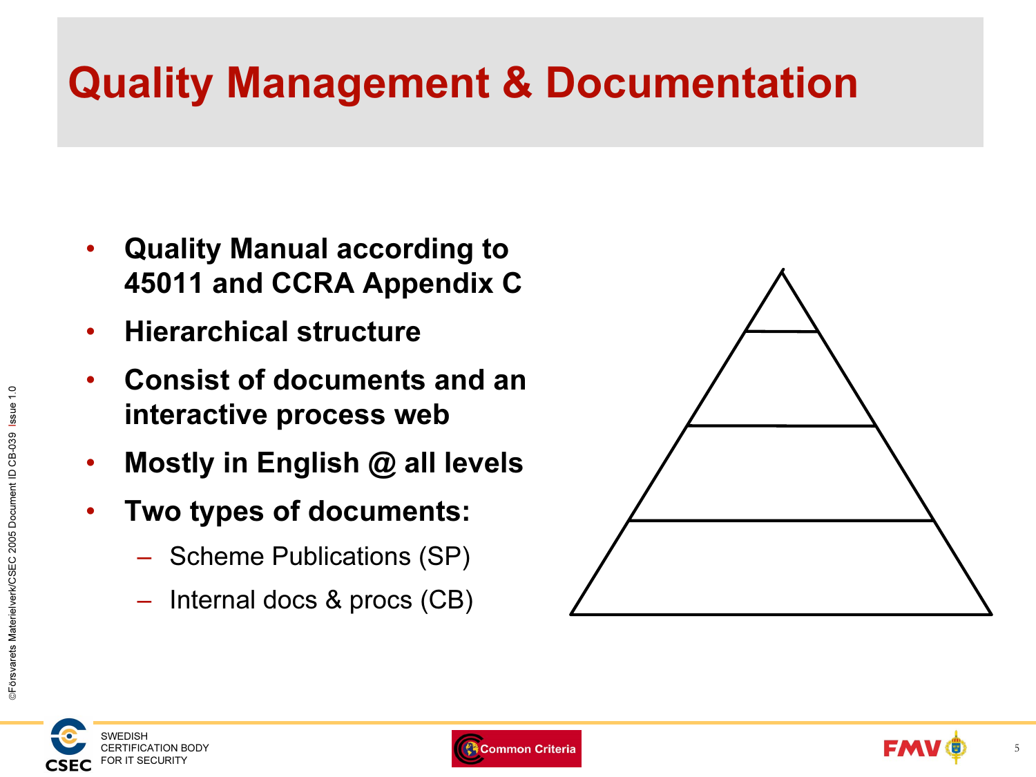# Quality Management & Documentation

- **Quality Manual according to 45011 and CCRA Appendix C**
- **Hierarchical structure**
- **Consist of documents and an interactive process web**
- **Mostly in English @ all levels**
- **Two types of documents:**
  - Scheme Publications (SP)
  - Internal docs & procs (CB)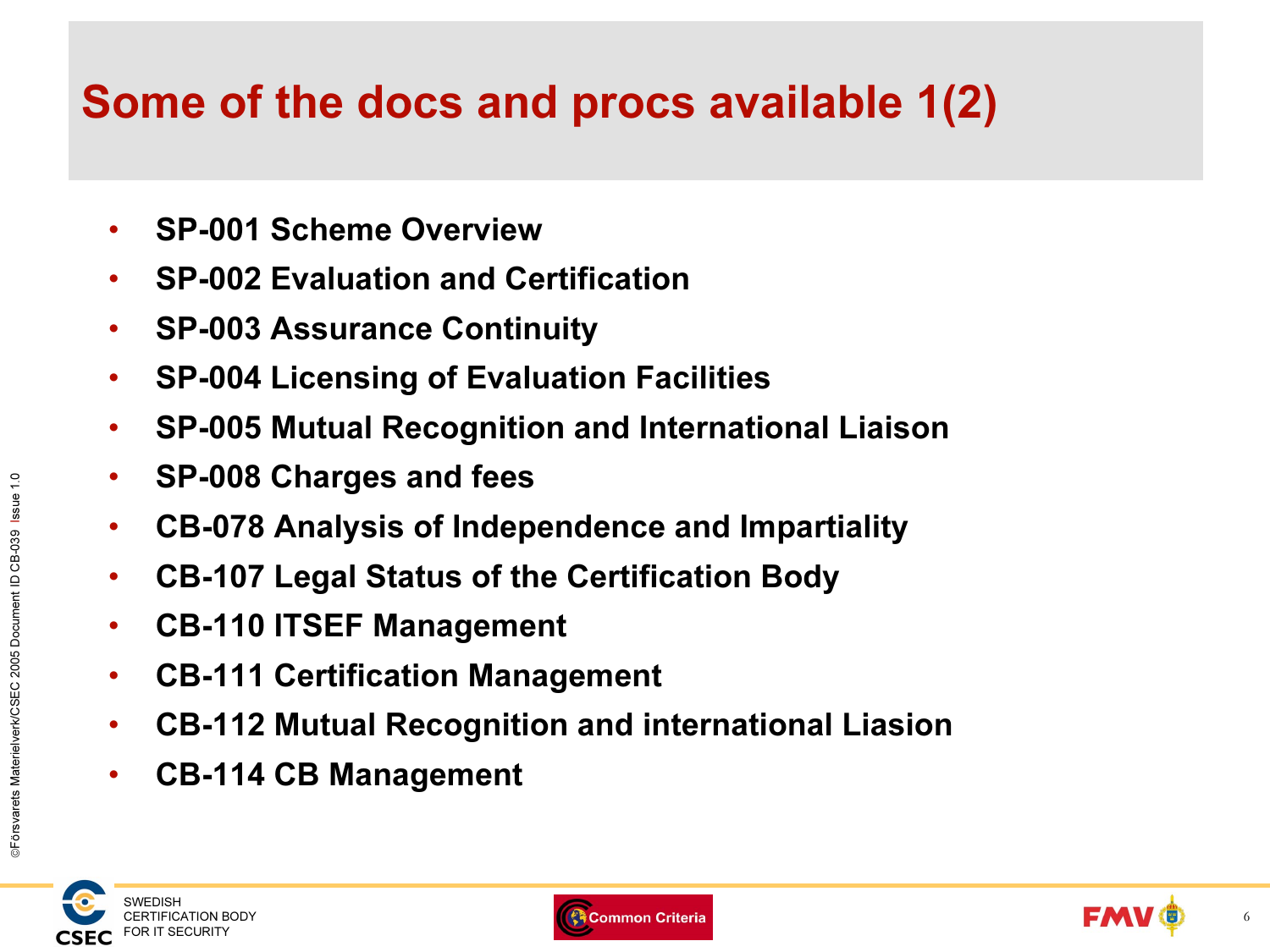# Some of the docs and procs available 1(2)

- **SP-001 Scheme Overview**
- **SP-002 Evaluation and Certification**
- **SP-003 Assurance Continuity**
- **SP-004 Licensing of Evaluation Facilities**
- **SP-005 Mutual Recognition and International Liaison**
- **SP-008 Charges and fees**
- **CB-078 Analysis of Independence and Impartiality**
- **CB-107 Legal Status of the Certification Body**
- **CB-110 ITSEF Management**
- **CB-111 Certification Management**
- **CB-112 Mutual Recognition and international Liasion**
- **CB-114 CB Management**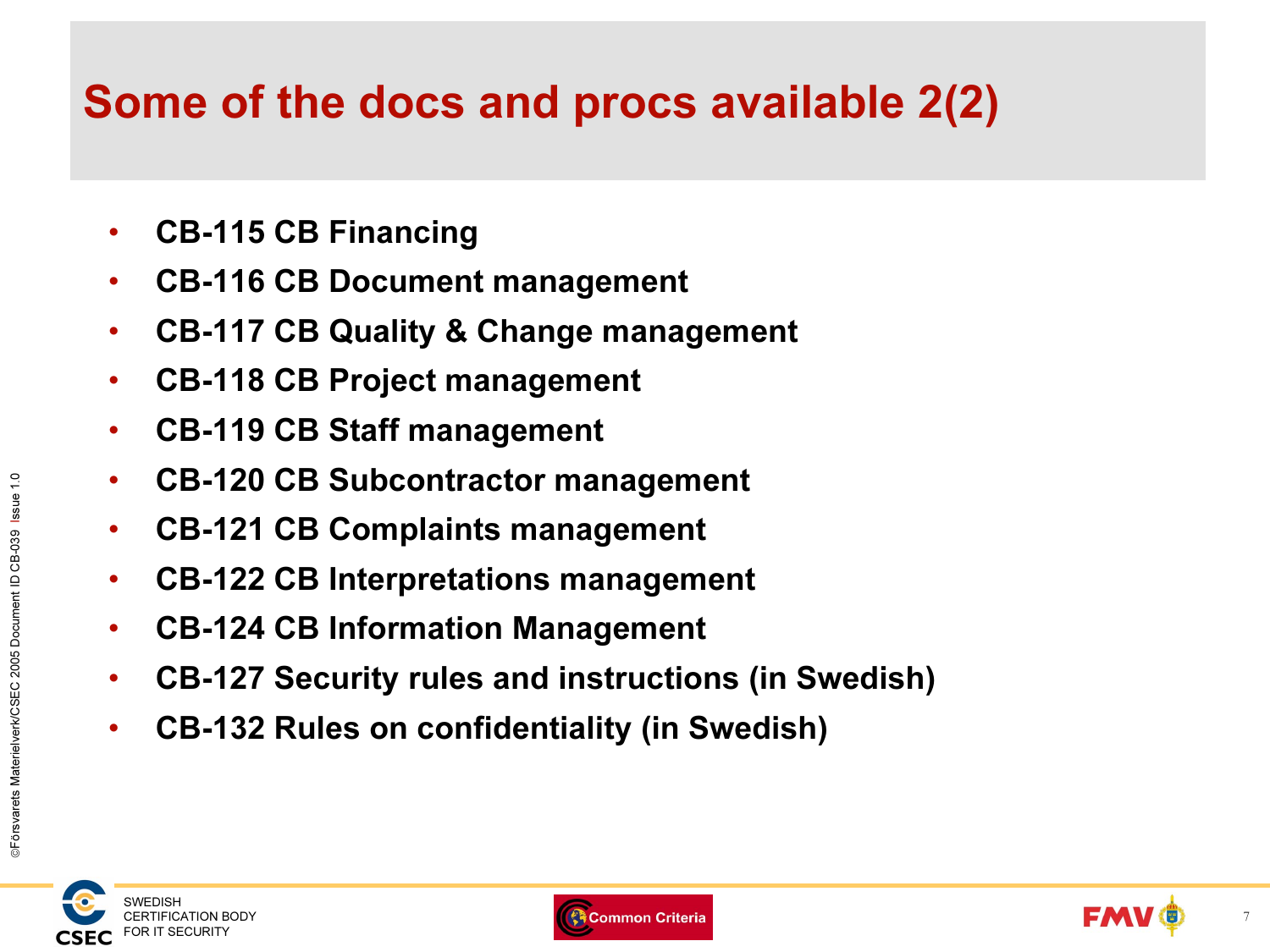# Some of the docs and procs available 2(2)

- **CB-115 CB Financing**
- **CB-116 CB Document management**
- **CB-117 CB Quality & Change management**
- **CB-118 CB Project management**
- **CB-119 CB Staff management**
- **CB-120 CB Subcontractor management**
- **CB-121 CB Complaints management**
- **CB-122 CB Interpretations management**
- **CB-124 CB Information Management**
- **CB-127 Security rules and instructions (in Swedish)**
- **CB-132 Rules on confidentiality (in Swedish)**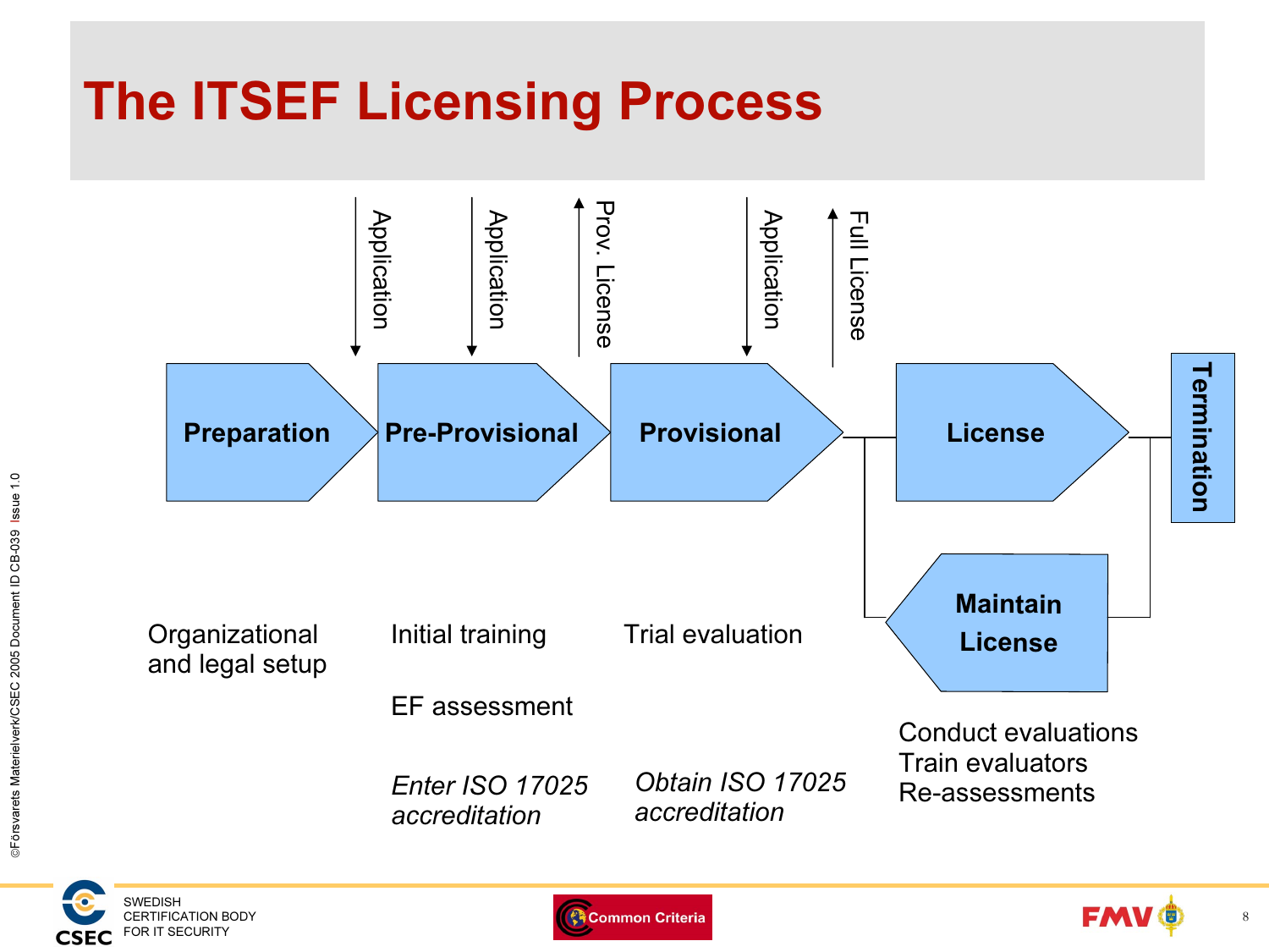# The ITSEF Licensing Process

Application

Application

Prov. License

Application

Full License

**Preparation** → **Pre-Provisional** → **Provisional** → **License** → **Termination**

**Maintain License**

| Preparation | Pre-Provisional | Provisional | License / Maintain License |
|---|---|---|---|
| Organizational and legal setup | Initial training | Trial evaluation | Conduct evaluations |
| | EF assessment | | Train evaluators |
| | *Enter ISO 17025 accreditation* | *Obtain ISO 17025 accreditation* | Re-assessments |

©Försvarets Materielverk/CSEC 2005 Document ID CB-039 Issue 1.0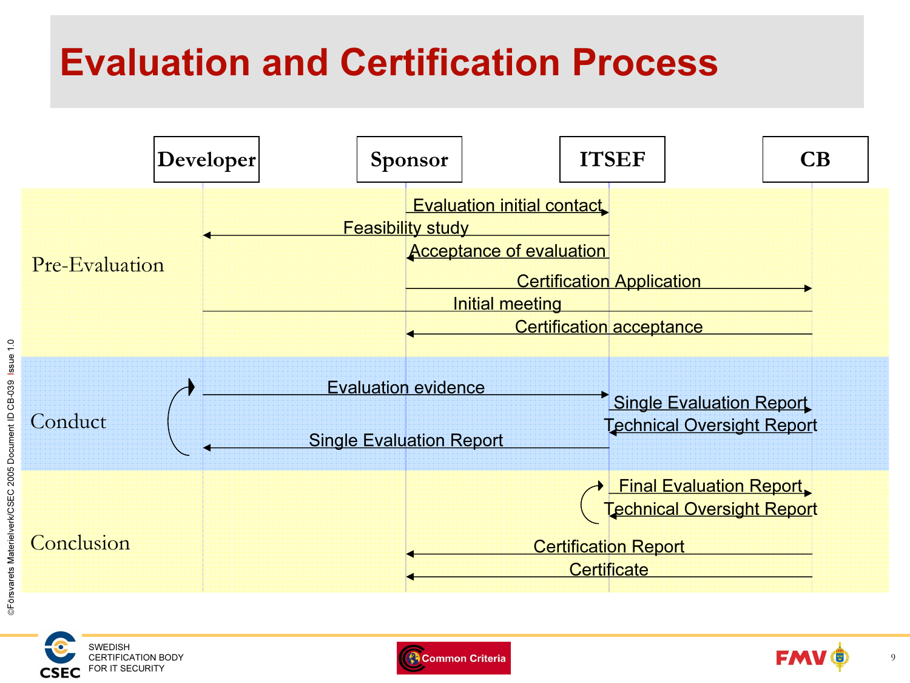# Evaluation and Certification Process

| Phase | Message | From | To |
|---|---|---|---|
| Pre-Evaluation | Evaluation initial contact | Sponsor | ITSEF |
| | Feasibility study | ITSEF | Developer |
| | Acceptance of evaluation | ITSEF | Sponsor |
| | Certification Application | Sponsor | CB |
| | Initial meeting | Developer | CB |
| | Certification acceptance | CB | Sponsor |
| Conduct | Evaluation evidence | Developer | ITSEF |
| | Single Evaluation Report | ITSEF | CB |
| | Technical Oversight Report | CB | ITSEF |
| | Single Evaluation Report | ITSEF | Developer |
| Conclusion | Final Evaluation Report | ITSEF | CB |
| | Technical Oversight Report | CB | ITSEF |
| | Certification Report | CB | Sponsor |
| | Certificate | CB | Sponsor |

©Försvarets Materielverk/CSEC 2005 Document ID CB-039 Issue 1.0

CSEC SWEDISH CERTIFICATION BODY FOR IT SECURITY

Common Criteria

FMV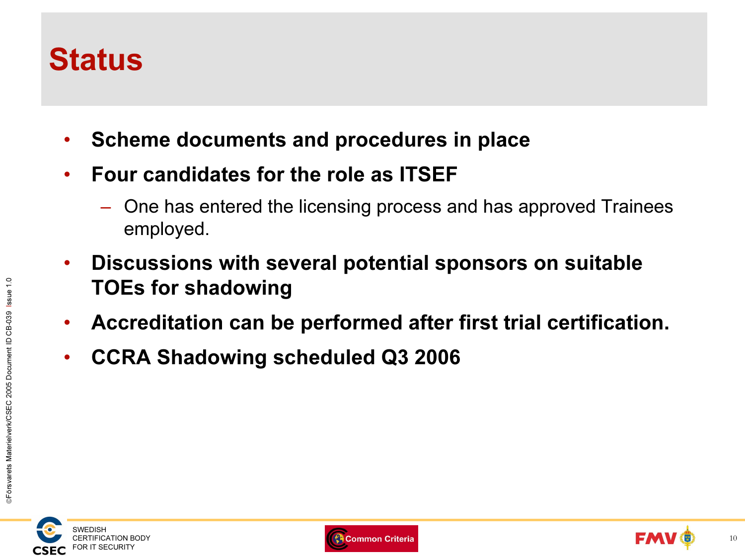# Status

- **Scheme documents and procedures in place**
- **Four candidates for the role as ITSEF**
  - One has entered the licensing process and has approved Trainees employed.
- **Discussions with several potential sponsors on suitable TOEs for shadowing**
- **Accreditation can be performed after first trial certification.**
- **CCRA Shadowing scheduled Q3 2006**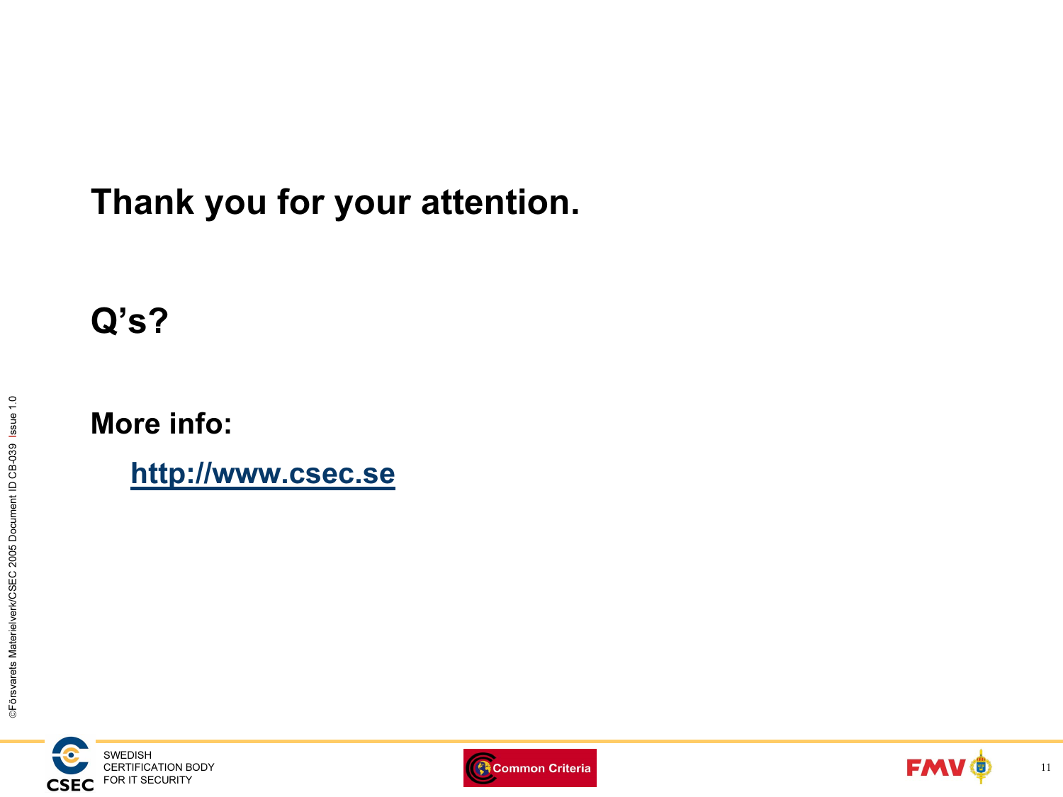**Thank you for your attention.**

**Q's?**

**More info:**

**http://www.csec.se**